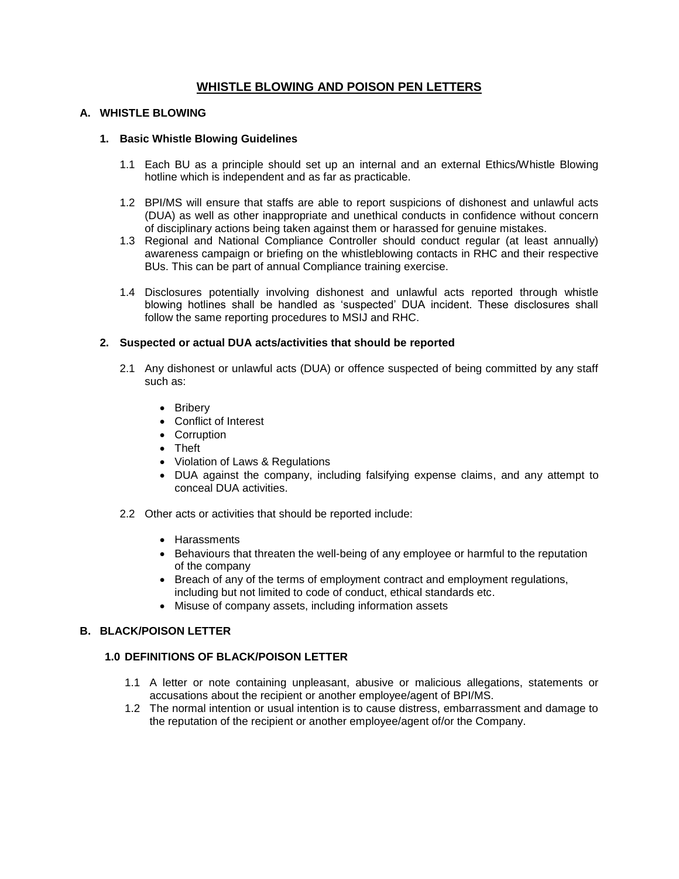# WHISTLE BLOWING AND POISON PEN LETTERS

## A. WHISTLE BLOWING

### 1. Basic Whistle Blowing Guidelines

1.1 Each BU as a principle should set up an internal and an external Ethics/Whistle Blowing hotline which is independent and as far as practicable.

1.2 BPI/MS will ensure that staffs are able to report suspicions of dishonest and unlawful acts (DUA) as well as other inappropriate and unethical conducts in confidence without concern of disciplinary actions being taken against them or harassed for genuine mistakes.

1.3 Regional and National Compliance Controller should conduct regular (at least annually) awareness campaign or briefing on the whistleblowing contacts in RHC and their respective BUs. This can be part of annual Compliance training exercise.

1.4 Disclosures potentially involving dishonest and unlawful acts reported through whistle blowing hotlines shall be handled as 'suspected' DUA incident. These disclosures shall follow the same reporting procedures to MSIJ and RHC.

### 2. Suspected or actual DUA acts/activities that should be reported

2.1 Any dishonest or unlawful acts (DUA) or offence suspected of being committed by any staff such as:

- Bribery
- Conflict of Interest
- Corruption
- Theft
- Violation of Laws & Regulations
- DUA against the company, including falsifying expense claims, and any attempt to conceal DUA activities.

2.2 Other acts or activities that should be reported include:

- Harassments
- Behaviours that threaten the well-being of any employee or harmful to the reputation of the company
- Breach of any of the terms of employment contract and employment regulations, including but not limited to code of conduct, ethical standards etc.
- Misuse of company assets, including information assets

## B. BLACK/POISON LETTER

### 1.0 DEFINITIONS OF BLACK/POISON LETTER

1.1 A letter or note containing unpleasant, abusive or malicious allegations, statements or accusations about the recipient or another employee/agent of BPI/MS.

1.2 The normal intention or usual intention is to cause distress, embarrassment and damage to the reputation of the recipient or another employee/agent of/or the Company.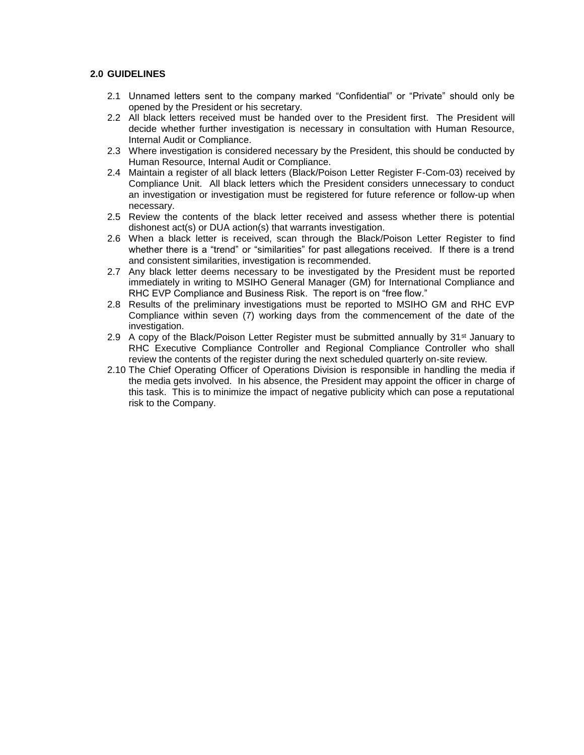## 2.0 GUIDELINES

2.1 Unnamed letters sent to the company marked "Confidential" or "Private" should only be opened by the President or his secretary.

2.2 All black letters received must be handed over to the President first. The President will decide whether further investigation is necessary in consultation with Human Resource, Internal Audit or Compliance.

2.3 Where investigation is considered necessary by the President, this should be conducted by Human Resource, Internal Audit or Compliance.

2.4 Maintain a register of all black letters (Black/Poison Letter Register F-Com-03) received by Compliance Unit. All black letters which the President considers unnecessary to conduct an investigation or investigation must be registered for future reference or follow-up when necessary.

2.5 Review the contents of the black letter received and assess whether there is potential dishonest act(s) or DUA action(s) that warrants investigation.

2.6 When a black letter is received, scan through the Black/Poison Letter Register to find whether there is a "trend" or "similarities" for past allegations received. If there is a trend and consistent similarities, investigation is recommended.

2.7 Any black letter deems necessary to be investigated by the President must be reported immediately in writing to MSIHO General Manager (GM) for International Compliance and RHC EVP Compliance and Business Risk. The report is on "free flow."

2.8 Results of the preliminary investigations must be reported to MSIHO GM and RHC EVP Compliance within seven (7) working days from the commencement of the date of the investigation.

2.9 A copy of the Black/Poison Letter Register must be submitted annually by 31st January to RHC Executive Compliance Controller and Regional Compliance Controller who shall review the contents of the register during the next scheduled quarterly on-site review.

2.10 The Chief Operating Officer of Operations Division is responsible in handling the media if the media gets involved. In his absence, the President may appoint the officer in charge of this task. This is to minimize the impact of negative publicity which can pose a reputational risk to the Company.